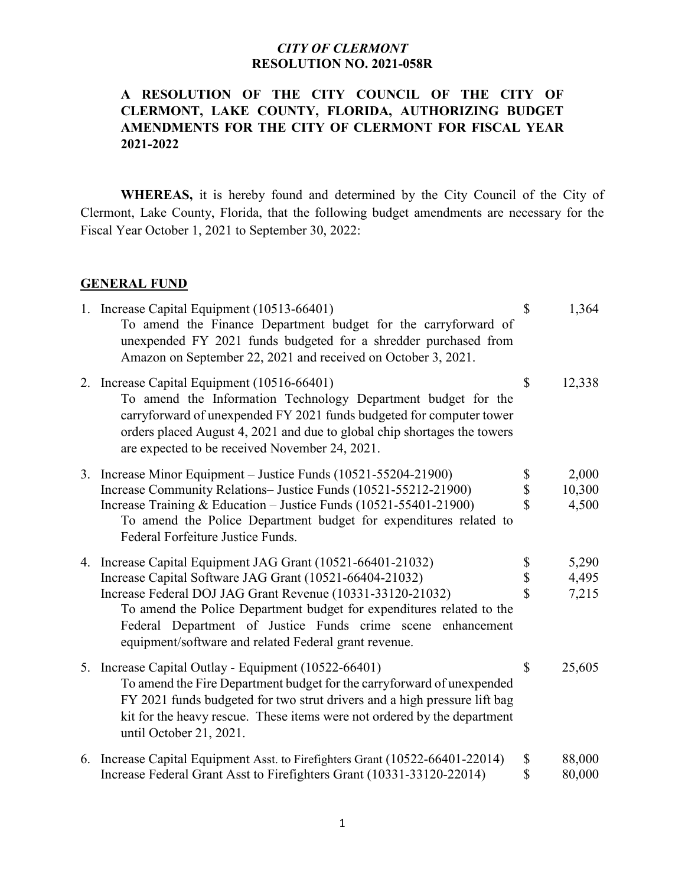*CITY OF CLERMONT*
**RESOLUTION NO. 2021-058R**

**A RESOLUTION OF THE CITY COUNCIL OF THE CITY OF CLERMONT, LAKE COUNTY, FLORIDA, AUTHORIZING BUDGET AMENDMENTS FOR THE CITY OF CLERMONT FOR FISCAL YEAR 2021-2022**

**WHEREAS,** it is hereby found and determined by the City Council of the City of Clermont, Lake County, Florida, that the following budget amendments are necessary for the Fiscal Year October 1, 2021 to September 30, 2022:

**GENERAL FUND**

1. Increase Capital Equipment (10513-66401) — $ 1,364
   To amend the Finance Department budget for the carryforward of unexpended FY 2021 funds budgeted for a shredder purchased from Amazon on September 22, 2021 and received on October 3, 2021.

2. Increase Capital Equipment (10516-66401) — $ 12,338
   To amend the Information Technology Department budget for the carryforward of unexpended FY 2021 funds budgeted for computer tower orders placed August 4, 2021 and due to global chip shortages the towers are expected to be received November 24, 2021.

3. Increase Minor Equipment – Justice Funds (10521-55204-21900) — $ 2,000
   Increase Community Relations– Justice Funds (10521-55212-21900) — $ 10,300
   Increase Training & Education – Justice Funds (10521-55401-21900) — $ 4,500
   To amend the Police Department budget for expenditures related to Federal Forfeiture Justice Funds.

4. Increase Capital Equipment JAG Grant (10521-66401-21032) — $ 5,290
   Increase Capital Software JAG Grant (10521-66404-21032) — $ 4,495
   Increase Federal DOJ JAG Grant Revenue (10331-33120-21032) — $ 7,215
   To amend the Police Department budget for expenditures related to the Federal Department of Justice Funds crime scene enhancement equipment/software and related Federal grant revenue.

5. Increase Capital Outlay - Equipment (10522-66401) — $ 25,605
   To amend the Fire Department budget for the carryforward of unexpended FY 2021 funds budgeted for two strut drivers and a high pressure lift bag kit for the heavy rescue. These items were not ordered by the department until October 21, 2021.

6. Increase Capital Equipment Asst. to Firefighters Grant (10522-66401-22014) — $ 88,000
   Increase Federal Grant Asst to Firefighters Grant (10331-33120-22014) — $ 80,000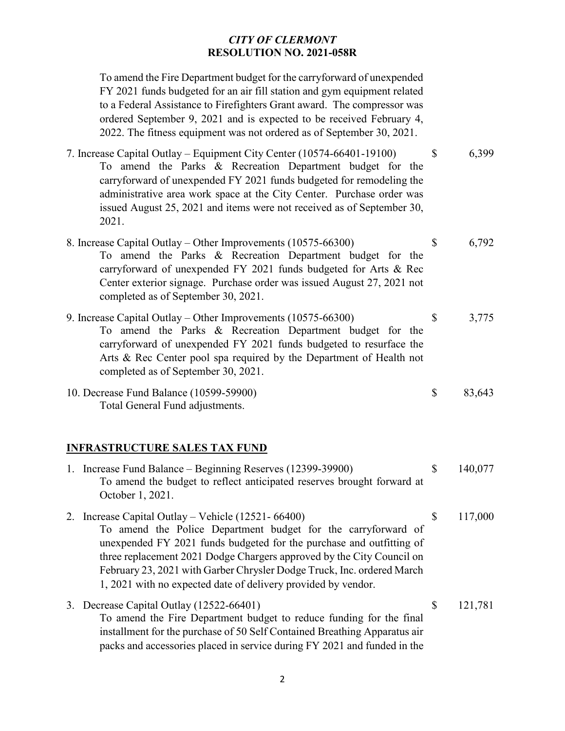To amend the Fire Department budget for the carryforward of unexpended FY 2021 funds budgeted for an air fill station and gym equipment related to a Federal Assistance to Firefighters Grant award. The compressor was ordered September 9, 2021 and is expected to be received February 4, 2022. The fitness equipment was not ordered as of September 30, 2021.

7. Increase Capital Outlay – Equipment City Center (10574-66401-19100) $ 6,399
   To amend the Parks & Recreation Department budget for the carryforward of unexpended FY 2021 funds budgeted for remodeling the administrative area work space at the City Center. Purchase order was issued August 25, 2021 and items were not received as of September 30, 2021.

8. Increase Capital Outlay – Other Improvements (10575-66300) $ 6,792
   To amend the Parks & Recreation Department budget for the carryforward of unexpended FY 2021 funds budgeted for Arts & Rec Center exterior signage. Purchase order was issued August 27, 2021 not completed as of September 30, 2021.

9. Increase Capital Outlay – Other Improvements (10575-66300) $ 3,775
   To amend the Parks & Recreation Department budget for the carryforward of unexpended FY 2021 funds budgeted to resurface the Arts & Rec Center pool spa required by the Department of Health not completed as of September 30, 2021.

10. Decrease Fund Balance (10599-59900) $ 83,643
    Total General Fund adjustments.

## INFRASTRUCTURE SALES TAX FUND

1. Increase Fund Balance – Beginning Reserves (12399-39900) $ 140,077
   To amend the budget to reflect anticipated reserves brought forward at October 1, 2021.

2. Increase Capital Outlay – Vehicle (12521- 66400) $ 117,000
   To amend the Police Department budget for the carryforward of unexpended FY 2021 funds budgeted for the purchase and outfitting of three replacement 2021 Dodge Chargers approved by the City Council on February 23, 2021 with Garber Chrysler Dodge Truck, Inc. ordered March 1, 2021 with no expected date of delivery provided by vendor.

3. Decrease Capital Outlay (12522-66401) $ 121,781
   To amend the Fire Department budget to reduce funding for the final installment for the purchase of 50 Self Contained Breathing Apparatus air packs and accessories placed in service during FY 2021 and funded in the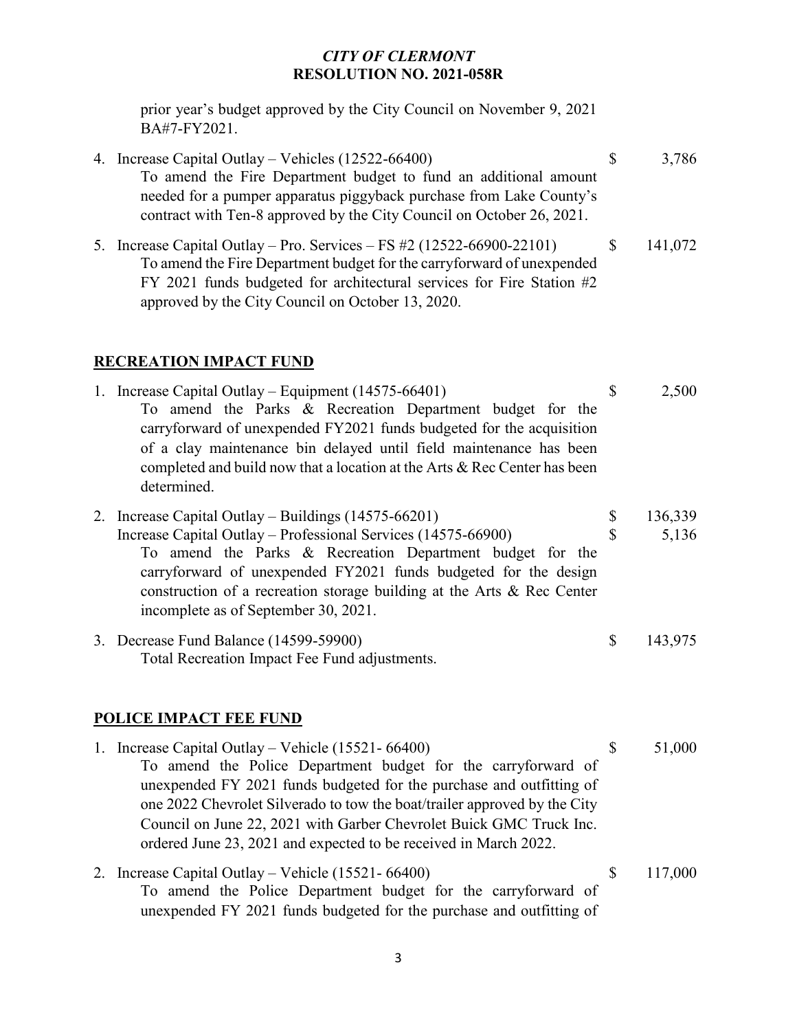prior year's budget approved by the City Council on November 9, 2021 BA#7-FY2021.

4. Increase Capital Outlay – Vehicles (12522-66400) $ 3,786
   To amend the Fire Department budget to fund an additional amount needed for a pumper apparatus piggyback purchase from Lake County's contract with Ten-8 approved by the City Council on October 26, 2021.

5. Increase Capital Outlay – Pro. Services – FS #2 (12522-66900-22101) $ 141,072
   To amend the Fire Department budget for the carryforward of unexpended FY 2021 funds budgeted for architectural services for Fire Station #2 approved by the City Council on October 13, 2020.

## RECREATION IMPACT FUND

1. Increase Capital Outlay – Equipment (14575-66401) $ 2,500
   To amend the Parks & Recreation Department budget for the carryforward of unexpended FY2021 funds budgeted for the acquisition of a clay maintenance bin delayed until field maintenance has been completed and build now that a location at the Arts & Rec Center has been determined.

2. Increase Capital Outlay – Buildings (14575-66201) $ 136,339
   Increase Capital Outlay – Professional Services (14575-66900) $ 5,136
   To amend the Parks & Recreation Department budget for the carryforward of unexpended FY2021 funds budgeted for the design construction of a recreation storage building at the Arts & Rec Center incomplete as of September 30, 2021.

3. Decrease Fund Balance (14599-59900) $ 143,975
   Total Recreation Impact Fee Fund adjustments.

## POLICE IMPACT FEE FUND

1. Increase Capital Outlay – Vehicle (15521- 66400) $ 51,000
   To amend the Police Department budget for the carryforward of unexpended FY 2021 funds budgeted for the purchase and outfitting of one 2022 Chevrolet Silverado to tow the boat/trailer approved by the City Council on June 22, 2021 with Garber Chevrolet Buick GMC Truck Inc. ordered June 23, 2021 and expected to be received in March 2022.

2. Increase Capital Outlay – Vehicle (15521- 66400) $ 117,000
   To amend the Police Department budget for the carryforward of unexpended FY 2021 funds budgeted for the purchase and outfitting of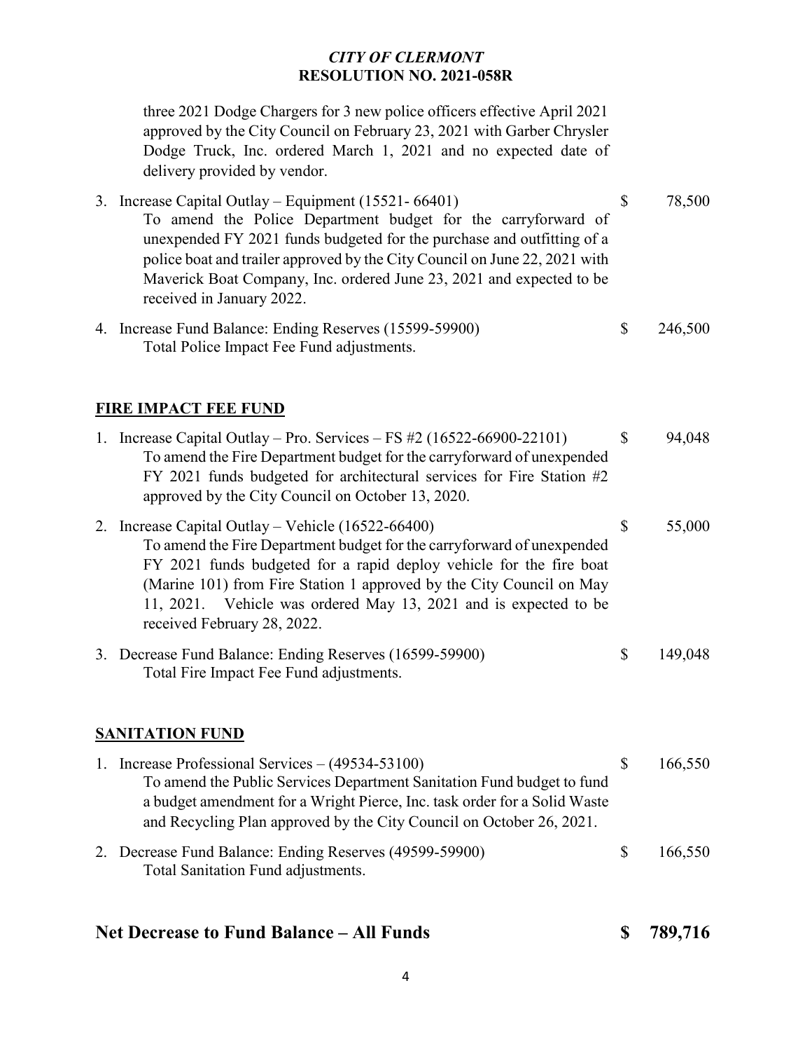three 2021 Dodge Chargers for 3 new police officers effective April 2021 approved by the City Council on February 23, 2021 with Garber Chrysler Dodge Truck, Inc. ordered March 1, 2021 and no expected date of delivery provided by vendor.

3. Increase Capital Outlay – Equipment (15521- 66401) — $ 78,500
   To amend the Police Department budget for the carryforward of unexpended FY 2021 funds budgeted for the purchase and outfitting of a police boat and trailer approved by the City Council on June 22, 2021 with Maverick Boat Company, Inc. ordered June 23, 2021 and expected to be received in January 2022.

4. Increase Fund Balance: Ending Reserves (15599-59900) — $ 246,500
   Total Police Impact Fee Fund adjustments.

**FIRE IMPACT FEE FUND**

1. Increase Capital Outlay – Pro. Services – FS #2 (16522-66900-22101) — $ 94,048
   To amend the Fire Department budget for the carryforward of unexpended FY 2021 funds budgeted for architectural services for Fire Station #2 approved by the City Council on October 13, 2020.

2. Increase Capital Outlay – Vehicle (16522-66400) — $ 55,000
   To amend the Fire Department budget for the carryforward of unexpended FY 2021 funds budgeted for a rapid deploy vehicle for the fire boat (Marine 101) from Fire Station 1 approved by the City Council on May 11, 2021. Vehicle was ordered May 13, 2021 and is expected to be received February 28, 2022.

3. Decrease Fund Balance: Ending Reserves (16599-59900) — $ 149,048
   Total Fire Impact Fee Fund adjustments.

**SANITATION FUND**

1. Increase Professional Services – (49534-53100) — $ 166,550
   To amend the Public Services Department Sanitation Fund budget to fund a budget amendment for a Wright Pierce, Inc. task order for a Solid Waste and Recycling Plan approved by the City Council on October 26, 2021.

2. Decrease Fund Balance: Ending Reserves (49599-59900) — $ 166,550
   Total Sanitation Fund adjustments.

## Net Decrease to Fund Balance – All Funds — $ 789,716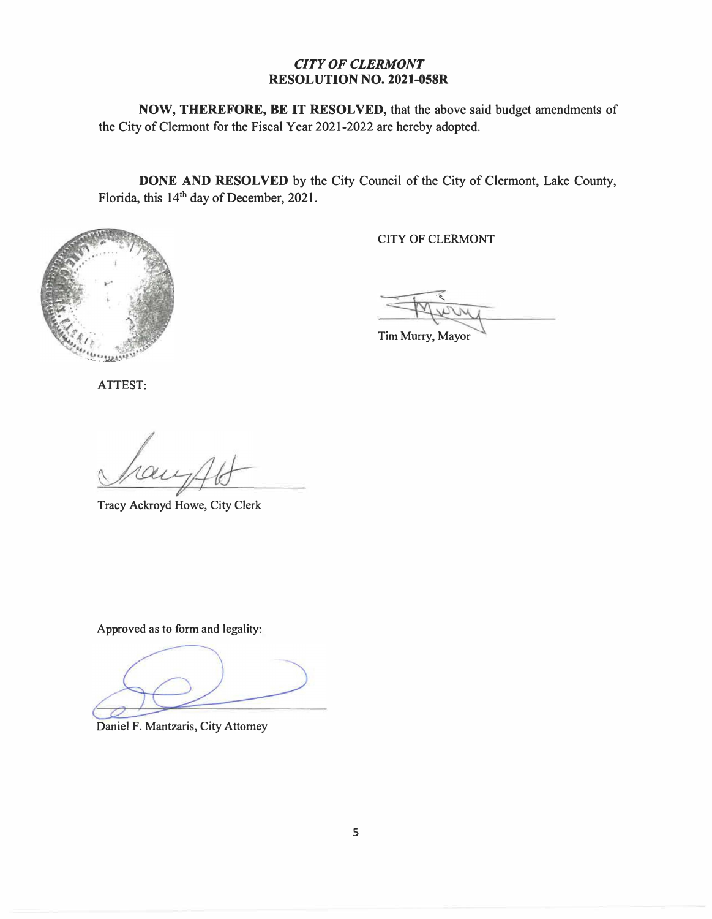***CITY OF CLERMONT***
**RESOLUTION NO. 2021-058R**

**NOW, THEREFORE, BE IT RESOLVED,** that the above said budget amendments of the City of Clermont for the Fiscal Year 2021-2022 are hereby adopted.

**DONE AND RESOLVED** by the City Council of the City of Clermont, Lake County, Florida, this 14th day of December, 2021.

CITY OF CLERMONT

Tim Murry, Mayor

ATTEST:

Tracy Ackroyd Howe, City Clerk

Approved as to form and legality:

Daniel F. Mantzaris, City Attorney